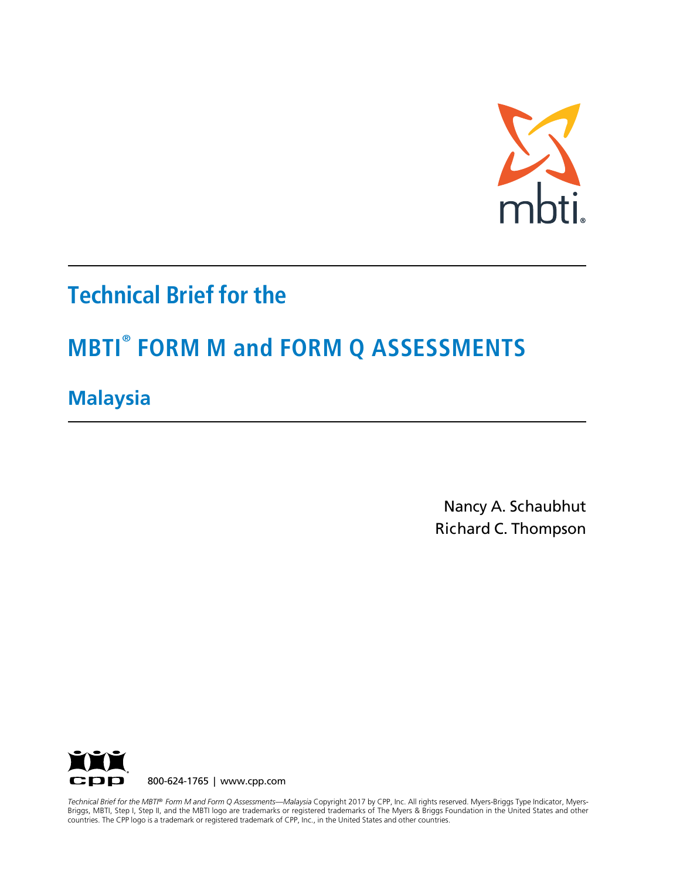# Technical Brief for the

# MBTI® FORM M and FORM Q ASSESSMENTS

## Malaysia

Nancy A. Schaubhut
Richard C. Thompson

800-624-1765 | www.cpp.com

*Technical Brief for the MBTI® Form M and Form Q Assessments—Malaysia* Copyright 2017 by CPP, Inc. All rights reserved. Myers-Briggs Type Indicator, Myers-Briggs, MBTI, Step I, Step II, and the MBTI logo are trademarks or registered trademarks of The Myers & Briggs Foundation in the United States and other countries. The CPP logo is a trademark or registered trademark of CPP, Inc., in the United States and other countries.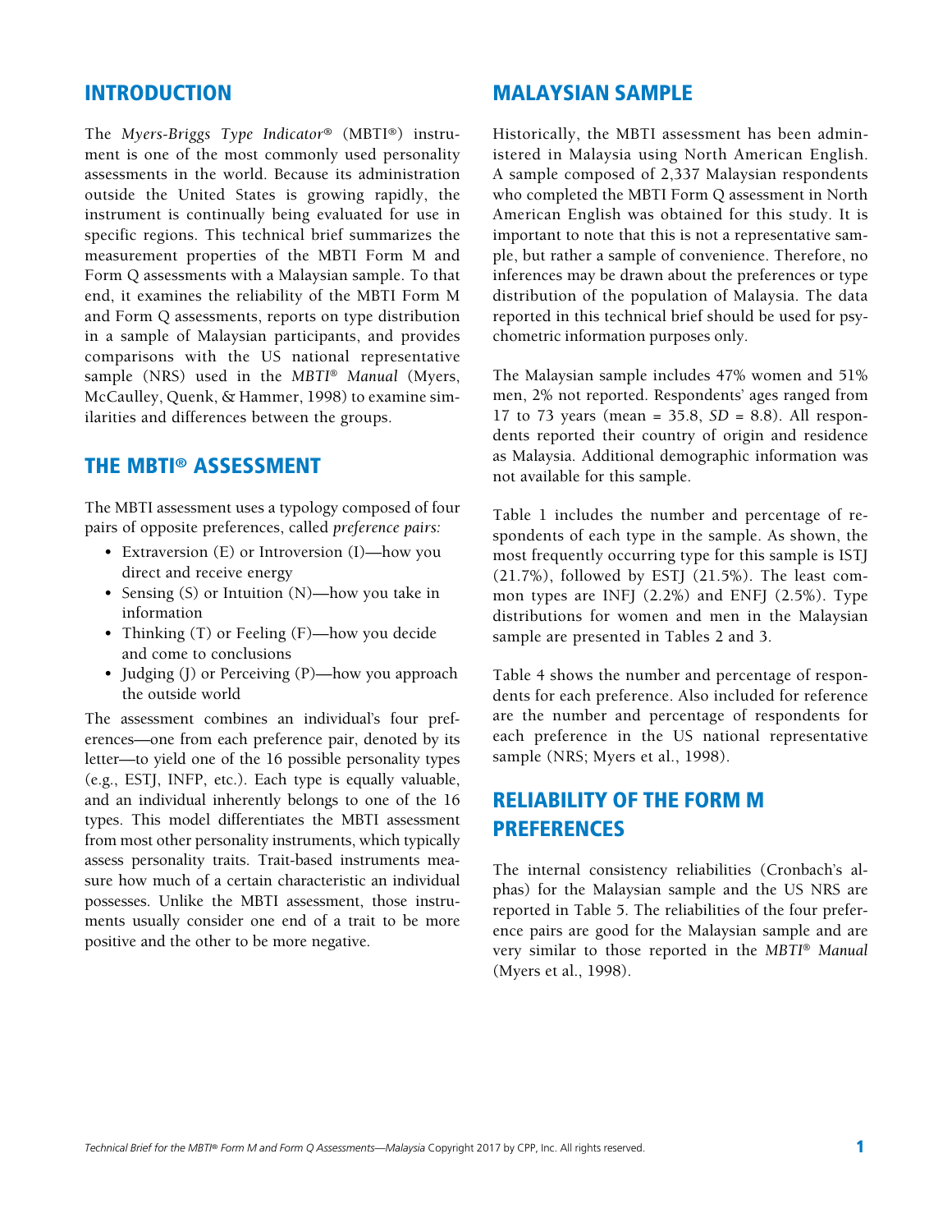## INTRODUCTION

The *Myers-Briggs Type Indicator*® (MBTI®) instrument is one of the most commonly used personality assessments in the world. Because its administration outside the United States is growing rapidly, the instrument is continually being evaluated for use in specific regions. This technical brief summarizes the measurement properties of the MBTI Form M and Form Q assessments with a Malaysian sample. To that end, it examines the reliability of the MBTI Form M and Form Q assessments, reports on type distribution in a sample of Malaysian participants, and provides comparisons with the US national representative sample (NRS) used in the *MBTI® Manual* (Myers, McCaulley, Quenk, & Hammer, 1998) to examine similarities and differences between the groups.

## THE MBTI® ASSESSMENT

The MBTI assessment uses a typology composed of four pairs of opposite preferences, called *preference pairs:*

- Extraversion (E) or Introversion (I)—how you direct and receive energy
- Sensing (S) or Intuition (N)—how you take in information
- Thinking (T) or Feeling (F)—how you decide and come to conclusions
- Judging (J) or Perceiving (P)—how you approach the outside world

The assessment combines an individual's four preferences—one from each preference pair, denoted by its letter—to yield one of the 16 possible personality types (e.g., ESTJ, INFP, etc.). Each type is equally valuable, and an individual inherently belongs to one of the 16 types. This model differentiates the MBTI assessment from most other personality instruments, which typically assess personality traits. Trait-based instruments measure how much of a certain characteristic an individual possesses. Unlike the MBTI assessment, those instruments usually consider one end of a trait to be more positive and the other to be more negative.

## MALAYSIAN SAMPLE

Historically, the MBTI assessment has been administered in Malaysia using North American English. A sample composed of 2,337 Malaysian respondents who completed the MBTI Form Q assessment in North American English was obtained for this study. It is important to note that this is not a representative sample, but rather a sample of convenience. Therefore, no inferences may be drawn about the preferences or type distribution of the population of Malaysia. The data reported in this technical brief should be used for psychometric information purposes only.

The Malaysian sample includes 47% women and 51% men, 2% not reported. Respondents' ages ranged from 17 to 73 years (mean = 35.8, *SD* = 8.8). All respondents reported their country of origin and residence as Malaysia. Additional demographic information was not available for this sample.

Table 1 includes the number and percentage of respondents of each type in the sample. As shown, the most frequently occurring type for this sample is ISTJ (21.7%), followed by ESTJ (21.5%). The least common types are INFJ (2.2%) and ENFJ (2.5%). Type distributions for women and men in the Malaysian sample are presented in Tables 2 and 3.

Table 4 shows the number and percentage of respondents for each preference. Also included for reference are the number and percentage of respondents for each preference in the US national representative sample (NRS; Myers et al., 1998).

## RELIABILITY OF THE FORM M PREFERENCES

The internal consistency reliabilities (Cronbach's alphas) for the Malaysian sample and the US NRS are reported in Table 5. The reliabilities of the four preference pairs are good for the Malaysian sample and are very similar to those reported in the *MBTI® Manual* (Myers et al., 1998).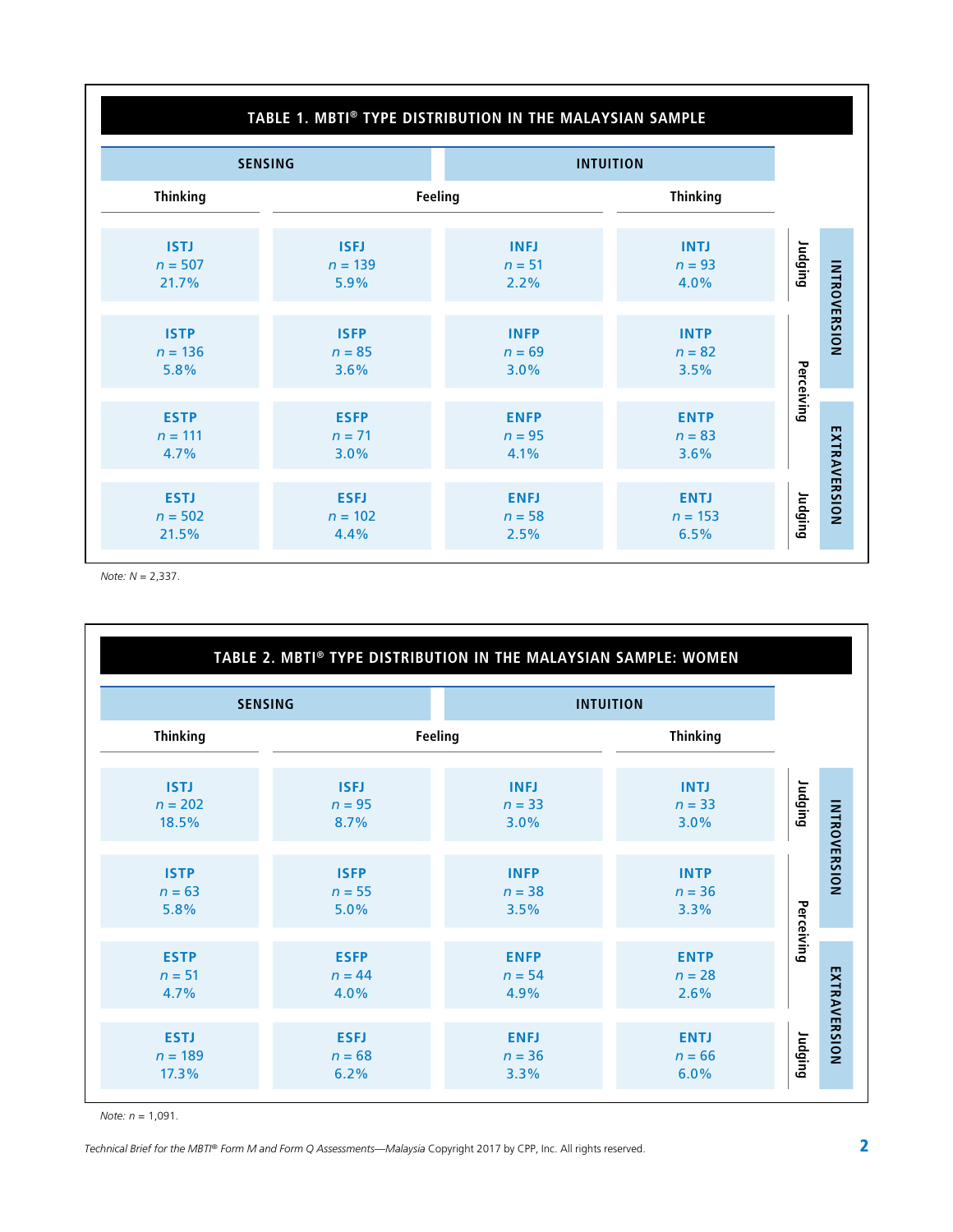## TABLE 1. MBTI® TYPE DISTRIBUTION IN THE MALAYSIAN SAMPLE

| SENSING | | INTUITION | | | |
|---|---|---|---|---|---|
| Thinking | Feeling | Feeling | Thinking | | |
| ISTJ<br>*n* = 507<br>21.7% | ISFJ<br>*n* = 139<br>5.9% | INFJ<br>*n* = 51<br>2.2% | INTJ<br>*n* = 93<br>4.0% | Judging | INTROVERSION |
| ISTP<br>*n* = 136<br>5.8% | ISFP<br>*n* = 85<br>3.6% | INFP<br>*n* = 69<br>3.0% | INTP<br>*n* = 82<br>3.5% | Perceiving | INTROVERSION |
| ESTP<br>*n* = 111<br>4.7% | ESFP<br>*n* = 71<br>3.0% | ENFP<br>*n* = 95<br>4.1% | ENTP<br>*n* = 83<br>3.6% | Perceiving | EXTRAVERSION |
| ESTJ<br>*n* = 502<br>21.5% | ESFJ<br>*n* = 102<br>4.4% | ENFJ<br>*n* = 58<br>2.5% | ENTJ<br>*n* = 153<br>6.5% | Judging | EXTRAVERSION |

*Note:* *N* = 2,337.

## TABLE 2. MBTI® TYPE DISTRIBUTION IN THE MALAYSIAN SAMPLE: WOMEN

| SENSING | | INTUITION | | | |
|---|---|---|---|---|---|
| Thinking | Feeling | Feeling | Thinking | | |
| ISTJ<br>*n* = 202<br>18.5% | ISFJ<br>*n* = 95<br>8.7% | INFJ<br>*n* = 33<br>3.0% | INTJ<br>*n* = 33<br>3.0% | Judging | INTROVERSION |
| ISTP<br>*n* = 63<br>5.8% | ISFP<br>*n* = 55<br>5.0% | INFP<br>*n* = 38<br>3.5% | INTP<br>*n* = 36<br>3.3% | Perceiving | INTROVERSION |
| ESTP<br>*n* = 51<br>4.7% | ESFP<br>*n* = 44<br>4.0% | ENFP<br>*n* = 54<br>4.9% | ENTP<br>*n* = 28<br>2.6% | Perceiving | EXTRAVERSION |
| ESTJ<br>*n* = 189<br>17.3% | ESFJ<br>*n* = 68<br>6.2% | ENFJ<br>*n* = 36<br>3.3% | ENTJ<br>*n* = 66<br>6.0% | Judging | EXTRAVERSION |

*Note:* *n* = 1,091.

*Technical Brief for the MBTI® Form M and Form Q Assessments—Malaysia* Copyright 2017 by CPP, Inc. All rights reserved.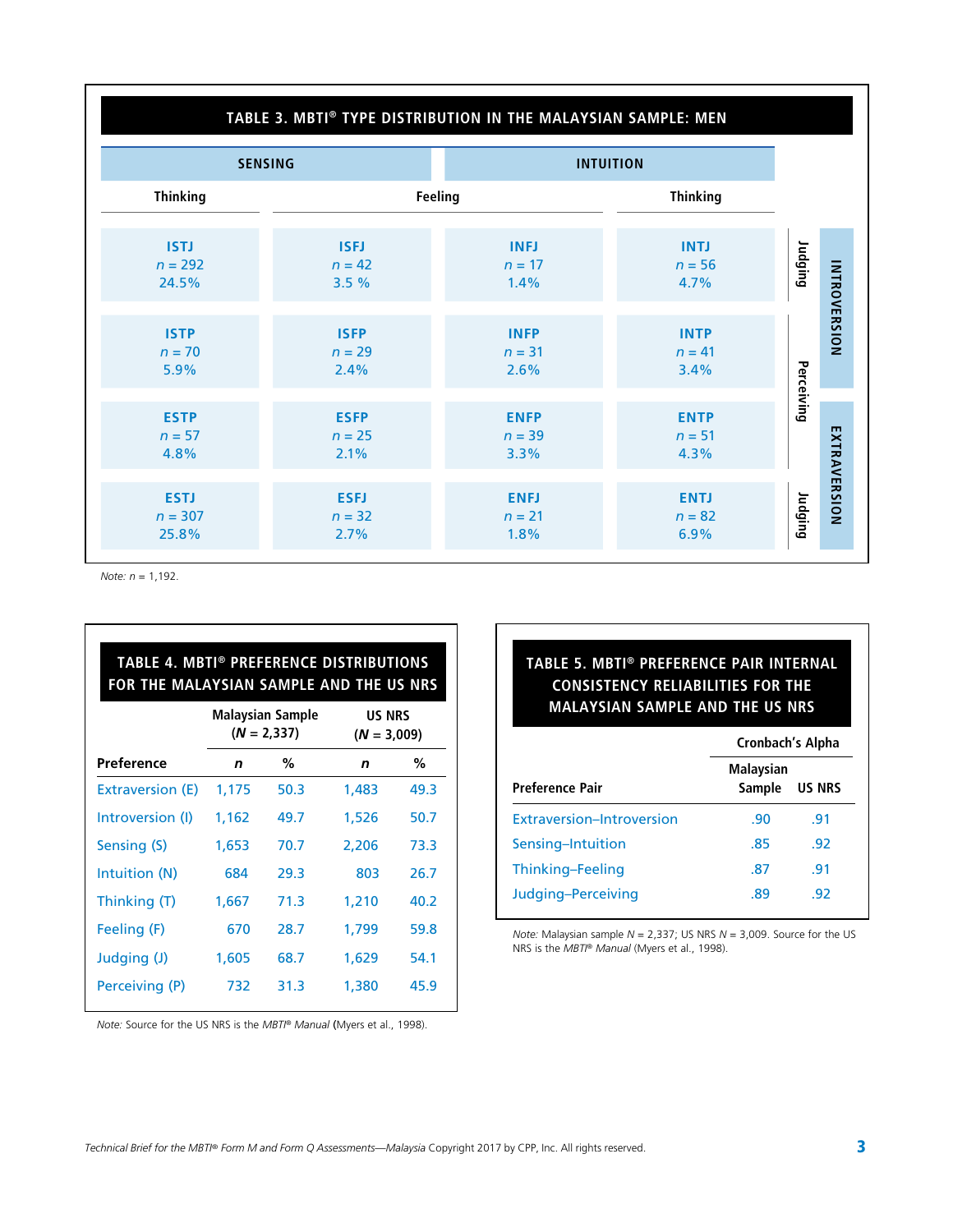## TABLE 3. MBTI® TYPE DISTRIBUTION IN THE MALAYSIAN SAMPLE: MEN

| | | SENSING | | INTUITION | |
|---|---|---|---|---|---|
| | | Thinking | Feeling | Feeling | Thinking |
| INTROVERSION | Judging | ISTJ<br>*n* = 292<br>24.5% | ISFJ<br>*n* = 42<br>3.5 % | INFJ<br>*n* = 17<br>1.4% | INTJ<br>*n* = 56<br>4.7% |
| INTROVERSION | Perceiving | ISTP<br>*n* = 70<br>5.9% | ISFP<br>*n* = 29<br>2.4% | INFP<br>*n* = 31<br>2.6% | INTP<br>*n* = 41<br>3.4% |
| EXTRAVERSION | Perceiving | ESTP<br>*n* = 57<br>4.8% | ESFP<br>*n* = 25<br>2.1% | ENFP<br>*n* = 39<br>3.3% | ENTP<br>*n* = 51<br>4.3% |
| EXTRAVERSION | Judging | ESTJ<br>*n* = 307<br>25.8% | ESFJ<br>*n* = 32<br>2.7% | ENFJ<br>*n* = 21<br>1.8% | ENTJ<br>*n* = 82<br>6.9% |

*Note: n* = 1,192.

## TABLE 4. MBTI® PREFERENCE DISTRIBUTIONS FOR THE MALAYSIAN SAMPLE AND THE US NRS

| | Malaysian Sample (*N* = 2,337) | | US NRS (*N* = 3,009) | |
|---|---|---|---|---|
| **Preference** | ***n*** | **%** | ***n*** | **%** |
| Extraversion (E) | 1,175 | 50.3 | 1,483 | 49.3 |
| Introversion (I) | 1,162 | 49.7 | 1,526 | 50.7 |
| Sensing (S) | 1,653 | 70.7 | 2,206 | 73.3 |
| Intuition (N) | 684 | 29.3 | 803 | 26.7 |
| Thinking (T) | 1,667 | 71.3 | 1,210 | 40.2 |
| Feeling (F) | 670 | 28.7 | 1,799 | 59.8 |
| Judging (J) | 1,605 | 68.7 | 1,629 | 54.1 |
| Perceiving (P) | 732 | 31.3 | 1,380 | 45.9 |

*Note:* Source for the US NRS is the *MBTI® Manual* (Myers et al., 1998).

## TABLE 5. MBTI® PREFERENCE PAIR INTERNAL CONSISTENCY RELIABILITIES FOR THE MALAYSIAN SAMPLE AND THE US NRS

| | Cronbach's Alpha | |
|---|---|---|
| **Preference Pair** | **Malaysian Sample** | **US NRS** |
| Extraversion–Introversion | .90 | .91 |
| Sensing–Intuition | .85 | .92 |
| Thinking–Feeling | .87 | .91 |
| Judging–Perceiving | .89 | .92 |

*Note:* Malaysian sample *N* = 2,337; US NRS *N* = 3,009. Source for the US NRS is the *MBTI® Manual* (Myers et al., 1998).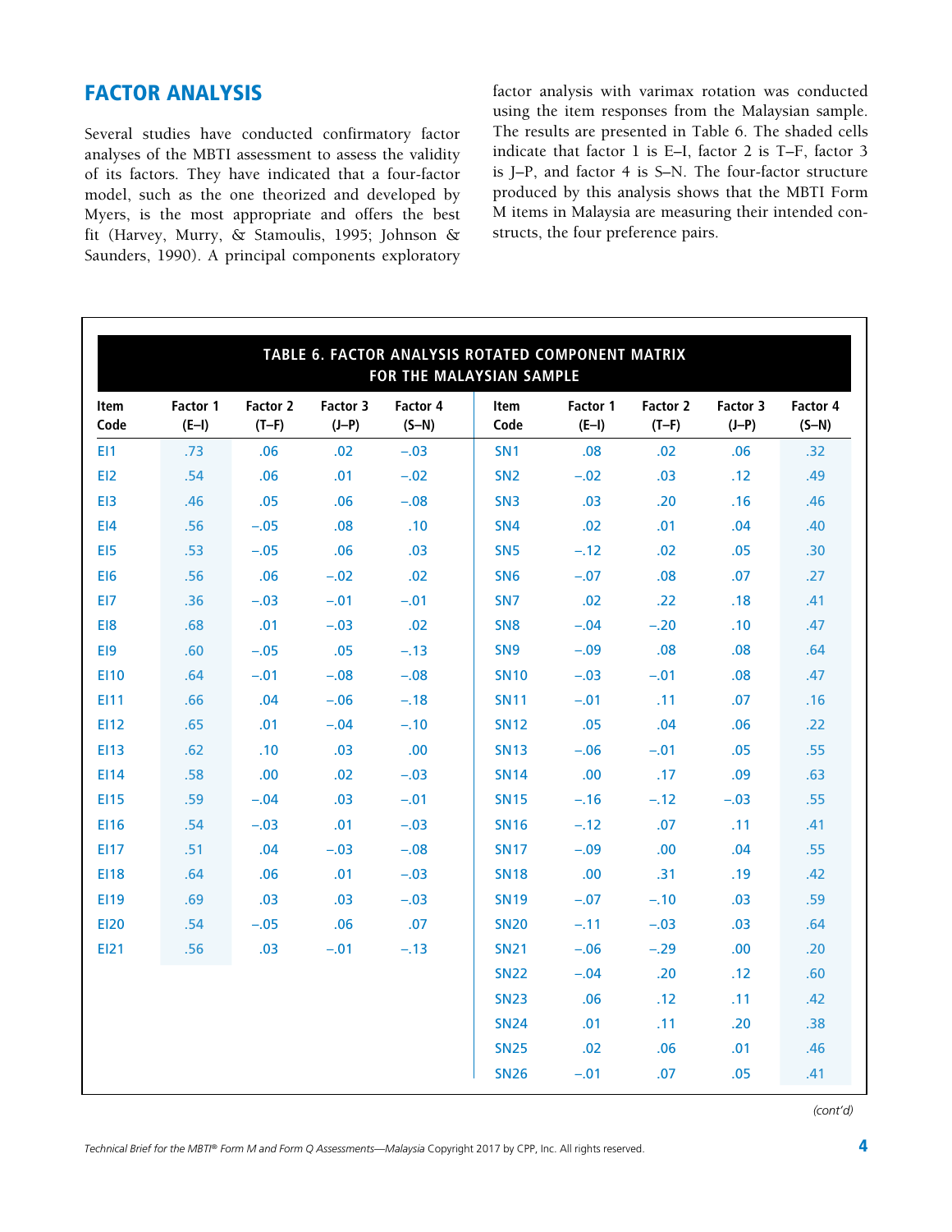## FACTOR ANALYSIS

Several studies have conducted confirmatory factor analyses of the MBTI assessment to assess the validity of its factors. They have indicated that a four-factor model, such as the one theorized and developed by Myers, is the most appropriate and offers the best fit (Harvey, Murry, & Stamoulis, 1995; Johnson & Saunders, 1990). A principal components exploratory factor analysis with varimax rotation was conducted using the item responses from the Malaysian sample. The results are presented in Table 6. The shaded cells indicate that factor 1 is E–I, factor 2 is T–F, factor 3 is J–P, and factor 4 is S–N. The four-factor structure produced by this analysis shows that the MBTI Form M items in Malaysia are measuring their intended constructs, the four preference pairs.

**TABLE 6. FACTOR ANALYSIS ROTATED COMPONENT MATRIX FOR THE MALAYSIAN SAMPLE**

| Item Code | Factor 1 (E–I) | Factor 2 (T–F) | Factor 3 (J–P) | Factor 4 (S–N) | Item Code | Factor 1 (E–I) | Factor 2 (T–F) | Factor 3 (J–P) | Factor 4 (S–N) |
|---|---|---|---|---|---|---|---|---|---|
| EI1 | .73 | .06 | .02 | –.03 | SN1 | .08 | .02 | .06 | .32 |
| EI2 | .54 | .06 | .01 | –.02 | SN2 | –.02 | .03 | .12 | .49 |
| EI3 | .46 | .05 | .06 | –.08 | SN3 | .03 | .20 | .16 | .46 |
| EI4 | .56 | –.05 | .08 | .10 | SN4 | .02 | .01 | .04 | .40 |
| EI5 | .53 | –.05 | .06 | .03 | SN5 | –.12 | .02 | .05 | .30 |
| EI6 | .56 | .06 | –.02 | .02 | SN6 | –.07 | .08 | .07 | .27 |
| EI7 | .36 | –.03 | –.01 | –.01 | SN7 | .02 | .22 | .18 | .41 |
| EI8 | .68 | .01 | –.03 | .02 | SN8 | –.04 | –.20 | .10 | .47 |
| EI9 | .60 | –.05 | .05 | –.13 | SN9 | –.09 | .08 | .08 | .64 |
| EI10 | .64 | –.01 | –.08 | –.08 | SN10 | –.03 | –.01 | .08 | .47 |
| EI11 | .66 | .04 | –.06 | –.18 | SN11 | –.01 | .11 | .07 | .16 |
| EI12 | .65 | .01 | –.04 | –.10 | SN12 | .05 | .04 | .06 | .22 |
| EI13 | .62 | .10 | .03 | .00 | SN13 | –.06 | –.01 | .05 | .55 |
| EI14 | .58 | .00 | .02 | –.03 | SN14 | .00 | .17 | .09 | .63 |
| EI15 | .59 | –.04 | .03 | –.01 | SN15 | –.16 | –.12 | –.03 | .55 |
| EI16 | .54 | –.03 | .01 | –.03 | SN16 | –.12 | .07 | .11 | .41 |
| EI17 | .51 | .04 | –.03 | –.08 | SN17 | –.09 | .00 | .04 | .55 |
| EI18 | .64 | .06 | .01 | –.03 | SN18 | .00 | .31 | .19 | .42 |
| EI19 | .69 | .03 | .03 | –.03 | SN19 | –.07 | –.10 | .03 | .59 |
| EI20 | .54 | –.05 | .06 | .07 | SN20 | –.11 | –.03 | .03 | .64 |
| EI21 | .56 | .03 | –.01 | –.13 | SN21 | –.06 | –.29 | .00 | .20 |
| | | | | | SN22 | –.04 | .20 | .12 | .60 |
| | | | | | SN23 | .06 | .12 | .11 | .42 |
| | | | | | SN24 | .01 | .11 | .20 | .38 |
| | | | | | SN25 | .02 | .06 | .01 | .46 |
| | | | | | SN26 | –.01 | .07 | .05 | .41 |

*(cont'd)*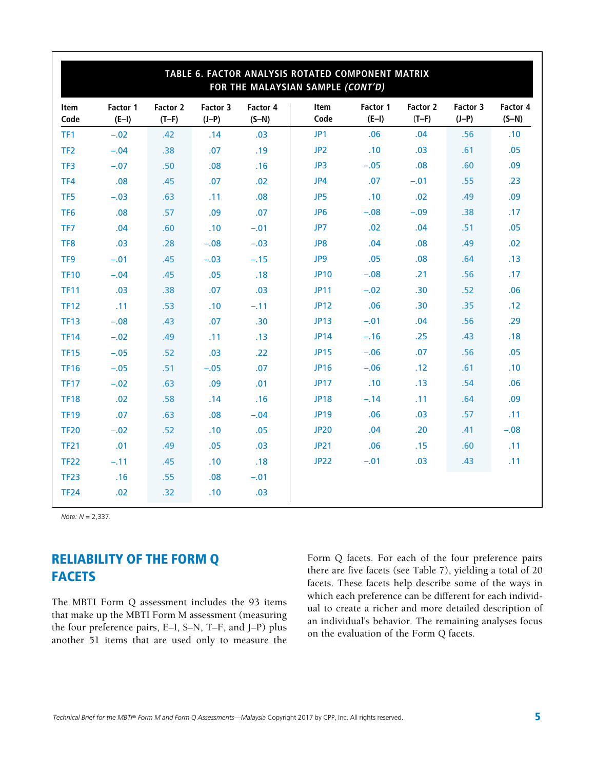**TABLE 6. FACTOR ANALYSIS ROTATED COMPONENT MATRIX FOR THE MALAYSIAN SAMPLE *(CONT'D)***

| Item Code | Factor 1 (E–I) | Factor 2 (T–F) | Factor 3 (J–P) | Factor 4 (S–N) | Item Code | Factor 1 (E–I) | Factor 2 (T–F) | Factor 3 (J–P) | Factor 4 (S–N) |
|---|---|---|---|---|---|---|---|---|---|
| TF1 | –.02 | .42 | .14 | .03 | JP1 | .06 | .04 | .56 | .10 |
| TF2 | –.04 | .38 | .07 | .19 | JP2 | .10 | .03 | .61 | .05 |
| TF3 | –.07 | .50 | .08 | .16 | JP3 | –.05 | .08 | .60 | .09 |
| TF4 | .08 | .45 | .07 | .02 | JP4 | .07 | –.01 | .55 | .23 |
| TF5 | –.03 | .63 | .11 | .08 | JP5 | .10 | .02 | .49 | .09 |
| TF6 | .08 | .57 | .09 | .07 | JP6 | –.08 | –.09 | .38 | .17 |
| TF7 | .04 | .60 | .10 | –.01 | JP7 | .02 | .04 | .51 | .05 |
| TF8 | .03 | .28 | –.08 | –.03 | JP8 | .04 | .08 | .49 | .02 |
| TF9 | –.01 | .45 | –.03 | –.15 | JP9 | .05 | .08 | .64 | .13 |
| TF10 | –.04 | .45 | .05 | .18 | JP10 | –.08 | .21 | .56 | .17 |
| TF11 | .03 | .38 | .07 | .03 | JP11 | –.02 | .30 | .52 | .06 |
| TF12 | .11 | .53 | .10 | –.11 | JP12 | .06 | .30 | .35 | .12 |
| TF13 | –.08 | .43 | .07 | .30 | JP13 | –.01 | .04 | .56 | .29 |
| TF14 | –.02 | .49 | .11 | .13 | JP14 | –.16 | .25 | .43 | .18 |
| TF15 | –.05 | .52 | .03 | .22 | JP15 | –.06 | .07 | .56 | .05 |
| TF16 | –.05 | .51 | –.05 | .07 | JP16 | –.06 | .12 | .61 | .10 |
| TF17 | –.02 | .63 | .09 | .01 | JP17 | .10 | .13 | .54 | .06 |
| TF18 | .02 | .58 | .14 | .16 | JP18 | –.14 | .11 | .64 | .09 |
| TF19 | .07 | .63 | .08 | –.04 | JP19 | .06 | .03 | .57 | .11 |
| TF20 | –.02 | .52 | .10 | .05 | JP20 | .04 | .20 | .41 | –.08 |
| TF21 | .01 | .49 | .05 | .03 | JP21 | .06 | .15 | .60 | .11 |
| TF22 | –.11 | .45 | .10 | .18 | JP22 | –.01 | .03 | .43 | .11 |
| TF23 | .16 | .55 | .08 | –.01 | | | | | |
| TF24 | .02 | .32 | .10 | .03 | | | | | |

*Note: N* = 2,337.

## RELIABILITY OF THE FORM Q FACETS

The MBTI Form Q assessment includes the 93 items that make up the MBTI Form M assessment (measuring the four preference pairs, E–I, S–N, T–F, and J–P) plus another 51 items that are used only to measure the Form Q facets. For each of the four preference pairs there are five facets (see Table 7), yielding a total of 20 facets. These facets help describe some of the ways in which each preference can be different for each individual to create a richer and more detailed description of an individual's behavior. The remaining analyses focus on the evaluation of the Form Q facets.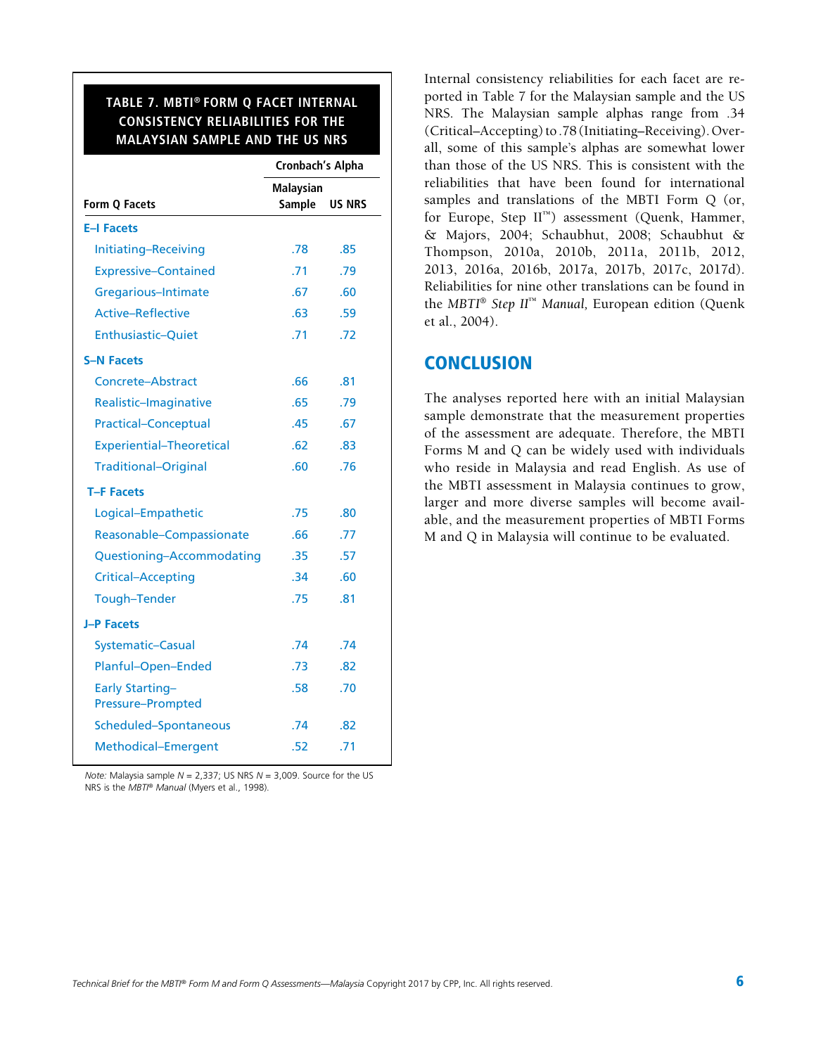**TABLE 7. MBTI® FORM Q FACET INTERNAL CONSISTENCY RELIABILITIES FOR THE MALAYSIAN SAMPLE AND THE US NRS**

| Form Q Facets | Cronbach's Alpha Malaysian Sample | Cronbach's Alpha US NRS |
|---|---|---|
| **E–I Facets** | | |
| Initiating–Receiving | .78 | .85 |
| Expressive–Contained | .71 | .79 |
| Gregarious–Intimate | .67 | .60 |
| Active–Reflective | .63 | .59 |
| Enthusiastic–Quiet | .71 | .72 |
| **S–N Facets** | | |
| Concrete–Abstract | .66 | .81 |
| Realistic–Imaginative | .65 | .79 |
| Practical–Conceptual | .45 | .67 |
| Experiential–Theoretical | .62 | .83 |
| Traditional–Original | .60 | .76 |
| **T–F Facets** | | |
| Logical–Empathetic | .75 | .80 |
| Reasonable–Compassionate | .66 | .77 |
| Questioning–Accommodating | .35 | .57 |
| Critical–Accepting | .34 | .60 |
| Tough–Tender | .75 | .81 |
| **J–P Facets** | | |
| Systematic–Casual | .74 | .74 |
| Planful–Open-Ended | .73 | .82 |
| Early Starting–Pressure-Prompted | .58 | .70 |
| Scheduled–Spontaneous | .74 | .82 |
| Methodical–Emergent | .52 | .71 |

*Note:* Malaysia sample *N* = 2,337; US NRS *N* = 3,009. Source for the US NRS is the *MBTI® Manual* (Myers et al., 1998).

Internal consistency reliabilities for each facet are reported in Table 7 for the Malaysian sample and the US NRS. The Malaysian sample alphas range from .34 (Critical–Accepting) to .78 (Initiating–Receiving). Overall, some of this sample's alphas are somewhat lower than those of the US NRS. This is consistent with the reliabilities that have been found for international samples and translations of the MBTI Form Q (or, for Europe, Step II™) assessment (Quenk, Hammer, & Majors, 2004; Schaubhut, 2008; Schaubhut & Thompson, 2010a, 2010b, 2011a, 2011b, 2012, 2013, 2016a, 2016b, 2017a, 2017b, 2017c, 2017d). Reliabilities for nine other translations can be found in the *MBTI® Step II™ Manual,* European edition (Quenk et al., 2004).

## CONCLUSION

The analyses reported here with an initial Malaysian sample demonstrate that the measurement properties of the assessment are adequate. Therefore, the MBTI Forms M and Q can be widely used with individuals who reside in Malaysia and read English. As use of the MBTI assessment in Malaysia continues to grow, larger and more diverse samples will become available, and the measurement properties of MBTI Forms M and Q in Malaysia will continue to be evaluated.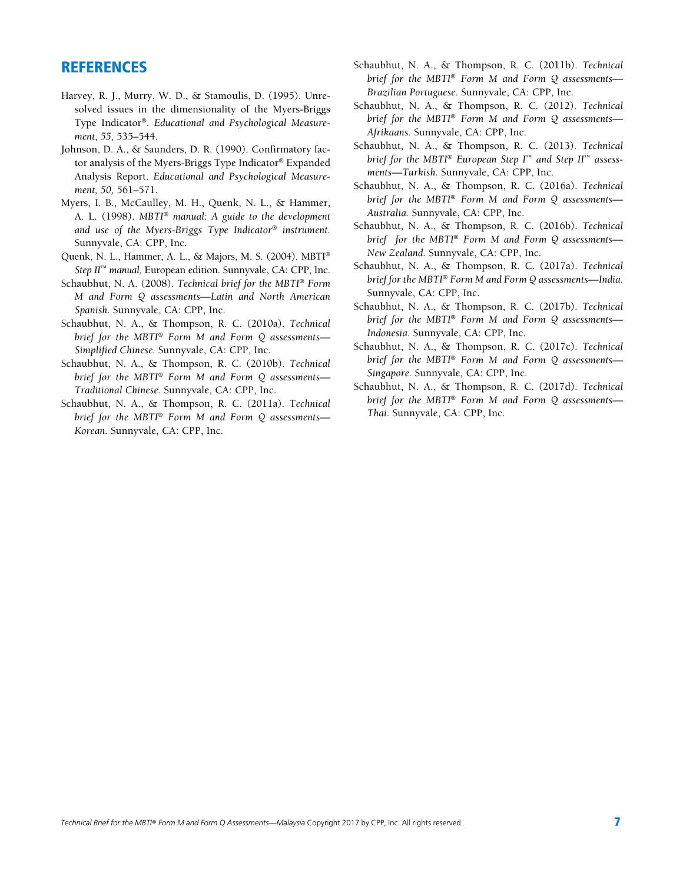## REFERENCES

Harvey, R. J., Murry, W. D., & Stamoulis, D. (1995). Unresolved issues in the dimensionality of the Myers-Briggs Type Indicator®. *Educational and Psychological Measurement, 55,* 535–544.

Johnson, D. A., & Saunders, D. R. (1990). Confirmatory factor analysis of the Myers-Briggs Type Indicator® Expanded Analysis Report. *Educational and Psychological Measurement, 50,* 561–571.

Myers, I. B., McCaulley, M. H., Quenk, N. L., & Hammer, A. L. (1998). *MBTI® manual: A guide to the development and use of the Myers-Briggs Type Indicator® instrument.* Sunnyvale, CA: CPP, Inc.

Quenk, N. L., Hammer, A. L., & Majors, M. S. (2004). MBTI® *Step II™ manual,* European edition. Sunnyvale, CA: CPP, Inc.

Schaubhut, N. A. (2008). *Technical brief for the MBTI® Form M and Form Q assessments—Latin and North American Spanish.* Sunnyvale, CA: CPP, Inc.

Schaubhut, N. A., & Thompson, R. C. (2010a). *Technical brief for the MBTI® Form M and Form Q assessments—Simplified Chinese.* Sunnyvale, CA: CPP, Inc.

Schaubhut, N. A., & Thompson, R. C. (2010b). *Technical brief for the MBTI® Form M and Form Q assessments—Traditional Chinese.* Sunnyvale, CA: CPP, Inc.

Schaubhut, N. A., & Thompson, R. C. (2011a). *Technical brief for the MBTI® Form M and Form Q assessments—Korean.* Sunnyvale, CA: CPP, Inc.

Schaubhut, N. A., & Thompson, R. C. (2011b). *Technical brief for the MBTI® Form M and Form Q assessments—Brazilian Portuguese.* Sunnyvale, CA: CPP, Inc.

Schaubhut, N. A., & Thompson, R. C. (2012). *Technical brief for the MBTI® Form M and Form Q assessments—Afrikaans.* Sunnyvale, CA: CPP, Inc.

Schaubhut, N. A., & Thompson, R. C. (2013). *Technical brief for the MBTI® European Step I™ and Step II™ assessments—Turkish.* Sunnyvale, CA: CPP, Inc.

Schaubhut, N. A., & Thompson, R. C. (2016a). *Technical brief for the MBTI® Form M and Form Q assessments—Australia.* Sunnyvale, CA: CPP, Inc.

Schaubhut, N. A., & Thompson, R. C. (2016b). *Technical brief for the MBTI® Form M and Form Q assessments—New Zealand.* Sunnyvale, CA: CPP, Inc.

Schaubhut, N. A., & Thompson, R. C. (2017a). *Technical brief for the MBTI® Form M and Form Q assessments—India.* Sunnyvale, CA: CPP, Inc.

Schaubhut, N. A., & Thompson, R. C. (2017b). *Technical brief for the MBTI® Form M and Form Q assessments—Indonesia.* Sunnyvale, CA: CPP, Inc.

Schaubhut, N. A., & Thompson, R. C. (2017c). *Technical brief for the MBTI® Form M and Form Q assessments—Singapore.* Sunnyvale, CA: CPP, Inc.

Schaubhut, N. A., & Thompson, R. C. (2017d). *Technical brief for the MBTI® Form M and Form Q assessments—Thai.* Sunnyvale, CA: CPP, Inc.